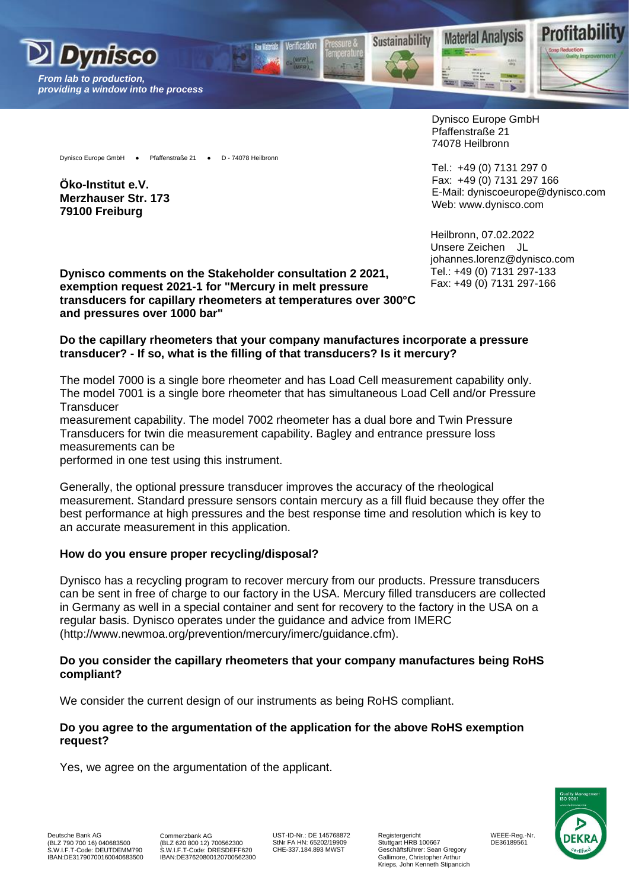Dynisco

From lab to production, providing a window into the process

Dynisco Europe GmbH
Pfaffenstraße 21
74078 Heilbronn

Tel.: +49 (0) 7131 297 0
Fax: +49 (0) 7131 297 166
E-Mail: dyniscoeurope@dynisco.com
Web: www.dynisco.com

Dynisco Europe GmbH ● Pfaffenstraße 21 ● D - 74078 Heilbronn

**Öko-Institut e.V.**
**Merzhauser Str. 173**
**79100 Freiburg**

Heilbronn, 07.02.2022
Unsere Zeichen JL
johannes.lorenz@dynisco.com
Tel.: +49 (0) 7131 297-133
Fax: +49 (0) 7131 297-166

**Dynisco comments on the Stakeholder consultation 2 2021, exemption request 2021-1 for "Mercury in melt pressure transducers for capillary rheometers at temperatures over 300°C and pressures over 1000 bar"**

**Do the capillary rheometers that your company manufactures incorporate a pressure transducer? - If so, what is the filling of that transducers? Is it mercury?**

The model 7000 is a single bore rheometer and has Load Cell measurement capability only. The model 7001 is a single bore rheometer that has simultaneous Load Cell and/or Pressure Transducer measurement capability. The model 7002 rheometer has a dual bore and Twin Pressure Transducers for twin die measurement capability. Bagley and entrance pressure loss measurements can be performed in one test using this instrument.

Generally, the optional pressure transducer improves the accuracy of the rheological measurement. Standard pressure sensors contain mercury as a fill fluid because they offer the best performance at high pressures and the best response time and resolution which is key to an accurate measurement in this application.

**How do you ensure proper recycling/disposal?**

Dynisco has a recycling program to recover mercury from our products. Pressure transducers can be sent in free of charge to our factory in the USA. Mercury filled transducers are collected in Germany as well in a special container and sent for recovery to the factory in the USA on a regular basis. Dynisco operates under the guidance and advice from IMERC (http://www.newmoa.org/prevention/mercury/imerc/guidance.cfm).

**Do you consider the capillary rheometers that your company manufactures being RoHS compliant?**

We consider the current design of our instruments as being RoHS compliant.

**Do you agree to the argumentation of the application for the above RoHS exemption request?**

Yes, we agree on the argumentation of the applicant.

Deutsche Bank AG
(BLZ 790 700 16) 040683500
S.W.I.F.T-Code: DEUTDEMM790
IBAN:DE31790700160040683500

Commerzbank AG
(BLZ 620 800 12) 700562300
S.W.I.F.T-Code: DRESDEFF620
IBAN:DE37620800120700562300

UST-ID-Nr.: DE 145768872
StNr FA HN: 65202/19909
CHE-337.184.893 MWST

Registergericht
Stuttgart HRB 100667
Geschäftsführer: Sean Gregory Gallimore, Christopher Arthur Krieps, John Kenneth Stipancich

WEEE-Reg.-Nr.
DE36189561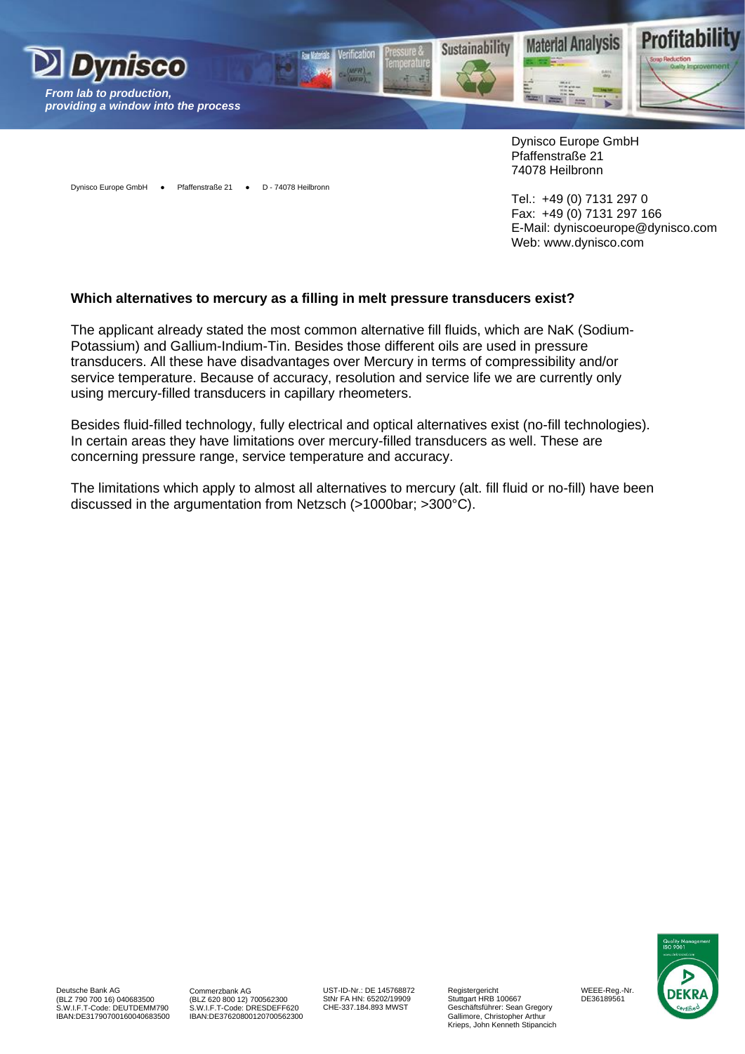Dynisco Europe GmbH
Pfaffenstraße 21
74078 Heilbronn

Dynisco Europe GmbH ● Pfaffenstraße 21 ● D - 74078 Heilbronn

Tel.: +49 (0) 7131 297 0
Fax: +49 (0) 7131 297 166
E-Mail: dyniscoeurope@dynisco.com
Web: www.dynisco.com

**Which alternatives to mercury as a filling in melt pressure transducers exist?**

The applicant already stated the most common alternative fill fluids, which are NaK (Sodium-Potassium) and Gallium-Indium-Tin. Besides those different oils are used in pressure transducers. All these have disadvantages over Mercury in terms of compressibility and/or service temperature. Because of accuracy, resolution and service life we are currently only using mercury-filled transducers in capillary rheometers.

Besides fluid-filled technology, fully electrical and optical alternatives exist (no-fill technologies). In certain areas they have limitations over mercury-filled transducers as well. These are concerning pressure range, service temperature and accuracy.

The limitations which apply to almost all alternatives to mercury (alt. fill fluid or no-fill) have been discussed in the argumentation from Netzsch (>1000bar; >300°C).

Deutsche Bank AG
(BLZ 790 700 16) 040683500
S.W.I.F.T-Code: DEUTDEMM790
IBAN:DE31790700160040683500

Commerzbank AG
(BLZ 620 800 12) 700562300
S.W.I.F.T-Code: DRESDEFF620
IBAN:DE37620800120700562300

UST-ID-Nr.: DE 145768872
StNr FA HN: 65202/19909
CHE-337.184.893 MWST

Registergericht
Stuttgart HRB 100667
Geschäftsführer: Sean Gregory
Gallimore, Christopher Arthur
Krieps, John Kenneth Stipancich

WEEE-Reg.-Nr.
DE36189561